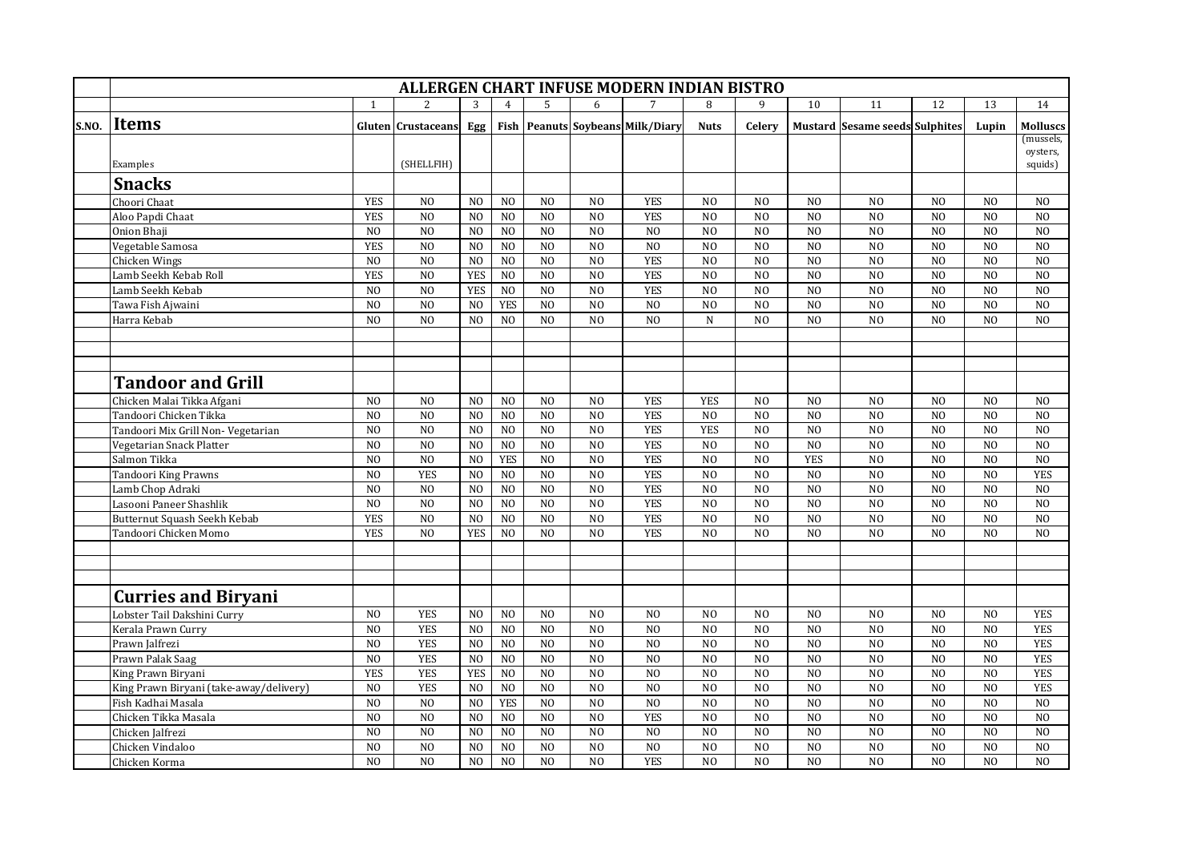| | ALLERGEN CHART INFUSE MODERN INDIAN BISTRO | | | | | | | | | | | | | | |
|---|---|---|---|---|---|---|---|---|---|---|---|---|---|---|---|
| | | 1 | 2 | 3 | 4 | 5 | 6 | 7 | 8 | 9 | 10 | 11 | 12 | 13 | 14 |
| S.NO. | **Items** | Gluten | Crustaceans | Egg | Fish | Peanuts | Soybeans | Milk/Diary | Nuts | Celery | Mustard | Sesame seeds | Sulphites | Lupin | Molluscs |
| | Examples | | (SHELLFIH) | | | | | | | | | | | | (mussels, oysters, squids) |
| | **Snacks** | | | | | | | | | | | | | | |
| | Choori Chaat | YES | NO | NO | NO | NO | NO | YES | NO | NO | NO | NO | NO | NO | NO |
| | Aloo Papdi Chaat | YES | NO | NO | NO | NO | NO | YES | NO | NO | NO | NO | NO | NO | NO |
| | Onion Bhaji | NO | NO | NO | NO | NO | NO | NO | NO | NO | NO | NO | NO | NO | NO |
| | Vegetable Samosa | YES | NO | NO | NO | NO | NO | NO | NO | NO | NO | NO | NO | NO | NO |
| | Chicken Wings | NO | NO | NO | NO | NO | NO | YES | NO | NO | NO | NO | NO | NO | NO |
| | Lamb Seekh Kebab Roll | YES | NO | YES | NO | NO | NO | YES | NO | NO | NO | NO | NO | NO | NO |
| | Lamb Seekh Kebab | NO | NO | YES | NO | NO | NO | YES | NO | NO | NO | NO | NO | NO | NO |
| | Tawa Fish Ajwaini | NO | NO | NO | YES | NO | NO | NO | NO | NO | NO | NO | NO | NO | NO |
| | Harra Kebab | NO | NO | NO | NO | NO | NO | NO | N | NO | NO | NO | NO | NO | NO |
| | | | | | | | | | | | | | | | |
| | | | | | | | | | | | | | | | |
| | | | | | | | | | | | | | | | |
| | **Tandoor and Grill** | | | | | | | | | | | | | | |
| | Chicken Malai Tikka Afgani | NO | NO | NO | NO | NO | NO | YES | YES | NO | NO | NO | NO | NO | NO |
| | Tandoori Chicken Tikka | NO | NO | NO | NO | NO | NO | YES | NO | NO | NO | NO | NO | NO | NO |
| | Tandoori Mix Grill Non- Vegetarian | NO | NO | NO | NO | NO | NO | YES | YES | NO | NO | NO | NO | NO | NO |
| | Vegetarian Snack Platter | NO | NO | NO | NO | NO | NO | YES | NO | NO | NO | NO | NO | NO | NO |
| | Salmon Tikka | NO | NO | NO | YES | NO | NO | YES | NO | NO | YES | NO | NO | NO | NO |
| | Tandoori King Prawns | NO | YES | NO | NO | NO | NO | YES | NO | NO | NO | NO | NO | NO | YES |
| | Lamb Chop Adraki | NO | NO | NO | NO | NO | NO | YES | NO | NO | NO | NO | NO | NO | NO |
| | Lasooni Paneer Shashlik | NO | NO | NO | NO | NO | NO | YES | NO | NO | NO | NO | NO | NO | NO |
| | Butternut Squash Seekh Kebab | YES | NO | NO | NO | NO | NO | YES | NO | NO | NO | NO | NO | NO | NO |
| | Tandoori Chicken Momo | YES | NO | YES | NO | NO | NO | YES | NO | NO | NO | NO | NO | NO | NO |
| | | | | | | | | | | | | | | | |
| | | | | | | | | | | | | | | | |
| | | | | | | | | | | | | | | | |
| | **Curries and Biryani** | | | | | | | | | | | | | | |
| | Lobster Tail Dakshini Curry | NO | YES | NO | NO | NO | NO | NO | NO | NO | NO | NO | NO | NO | YES |
| | Kerala Prawn Curry | NO | YES | NO | NO | NO | NO | NO | NO | NO | NO | NO | NO | NO | YES |
| | Prawn Jalfrezi | NO | YES | NO | NO | NO | NO | NO | NO | NO | NO | NO | NO | NO | YES |
| | Prawn Palak Saag | NO | YES | NO | NO | NO | NO | NO | NO | NO | NO | NO | NO | NO | YES |
| | King Prawn Biryani | YES | YES | YES | NO | NO | NO | NO | NO | NO | NO | NO | NO | NO | YES |
| | King Prawn Biryani (take-away/delivery) | NO | YES | NO | NO | NO | NO | NO | NO | NO | NO | NO | NO | NO | YES |
| | Fish Kadhai Masala | NO | NO | NO | YES | NO | NO | NO | NO | NO | NO | NO | NO | NO | NO |
| | Chicken Tikka Masala | NO | NO | NO | NO | NO | NO | YES | NO | NO | NO | NO | NO | NO | NO |
| | Chicken Jalfrezi | NO | NO | NO | NO | NO | NO | NO | NO | NO | NO | NO | NO | NO | NO |
| | Chicken Vindaloo | NO | NO | NO | NO | NO | NO | NO | NO | NO | NO | NO | NO | NO | NO |
| | Chicken Korma | NO | NO | NO | NO | NO | NO | YES | NO | NO | NO | NO | NO | NO | NO |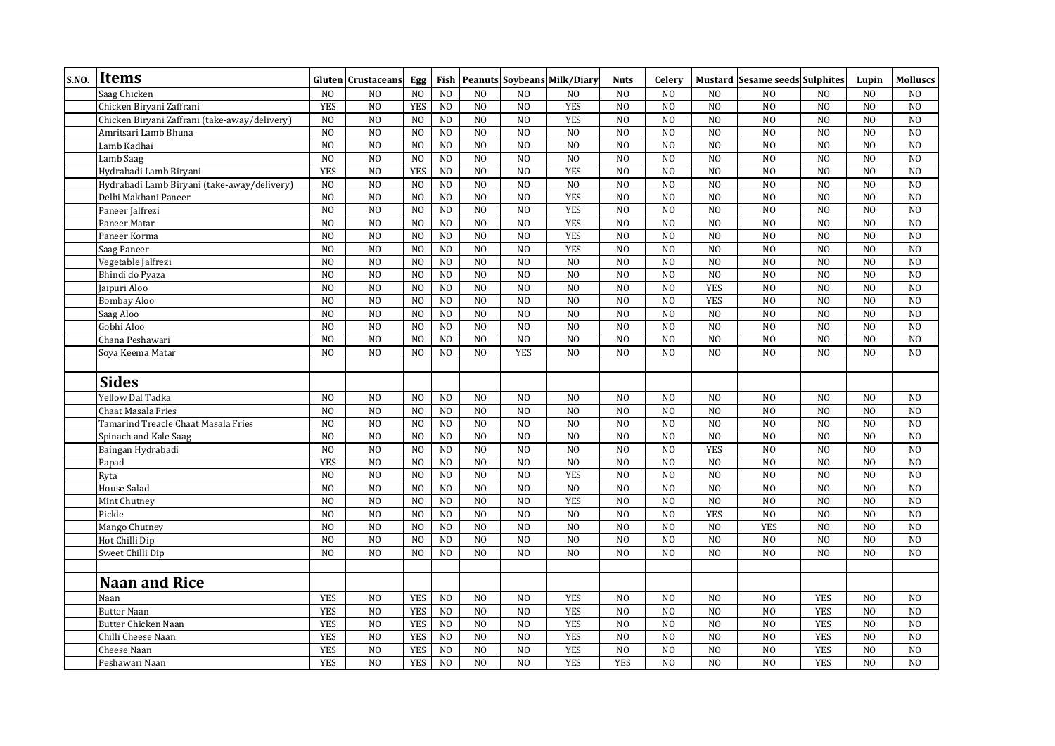| S.NO. | Items | Gluten | Crustaceans | Egg | Fish | Peanuts | Soybeans | Milk/Diary | Nuts | Celery | Mustard | Sesame seeds | Sulphites | Lupin | Molluscs |
|---|---|---|---|---|---|---|---|---|---|---|---|---|---|---|---|
| | Saag Chicken | NO | NO | NO | NO | NO | NO | NO | NO | NO | NO | NO | NO | NO | NO |
| | Chicken Biryani Zaffrani | YES | NO | YES | NO | NO | NO | YES | NO | NO | NO | NO | NO | NO | NO |
| | Chicken Biryani Zaffrani (take-away/delivery) | NO | NO | NO | NO | NO | NO | YES | NO | NO | NO | NO | NO | NO | NO |
| | Amritsari Lamb Bhuna | NO | NO | NO | NO | NO | NO | NO | NO | NO | NO | NO | NO | NO | NO |
| | Lamb Kadhai | NO | NO | NO | NO | NO | NO | NO | NO | NO | NO | NO | NO | NO | NO |
| | Lamb Saag | NO | NO | NO | NO | NO | NO | NO | NO | NO | NO | NO | NO | NO | NO |
| | Hydrabadi Lamb Biryani | YES | NO | YES | NO | NO | NO | YES | NO | NO | NO | NO | NO | NO | NO |
| | Hydrabadi Lamb Biryani (take-away/delivery) | NO | NO | NO | NO | NO | NO | NO | NO | NO | NO | NO | NO | NO | NO |
| | Delhi Makhani Paneer | NO | NO | NO | NO | NO | NO | YES | NO | NO | NO | NO | NO | NO | NO |
| | Paneer Jalfrezi | NO | NO | NO | NO | NO | NO | YES | NO | NO | NO | NO | NO | NO | NO |
| | Paneer Matar | NO | NO | NO | NO | NO | NO | YES | NO | NO | NO | NO | NO | NO | NO |
| | Paneer Korma | NO | NO | NO | NO | NO | NO | YES | NO | NO | NO | NO | NO | NO | NO |
| | Saag Paneer | NO | NO | NO | NO | NO | NO | YES | NO | NO | NO | NO | NO | NO | NO |
| | Vegetable Jalfrezi | NO | NO | NO | NO | NO | NO | NO | NO | NO | NO | NO | NO | NO | NO |
| | Bhindi do Pyaza | NO | NO | NO | NO | NO | NO | NO | NO | NO | NO | NO | NO | NO | NO |
| | Jaipuri Aloo | NO | NO | NO | NO | NO | NO | NO | NO | NO | YES | NO | NO | NO | NO |
| | Bombay Aloo | NO | NO | NO | NO | NO | NO | NO | NO | NO | YES | NO | NO | NO | NO |
| | Saag Aloo | NO | NO | NO | NO | NO | NO | NO | NO | NO | NO | NO | NO | NO | NO |
| | Gobhi Aloo | NO | NO | NO | NO | NO | NO | NO | NO | NO | NO | NO | NO | NO | NO |
| | Chana Peshawari | NO | NO | NO | NO | NO | NO | NO | NO | NO | NO | NO | NO | NO | NO |
| | Soya Keema Matar | NO | NO | NO | NO | NO | YES | NO | NO | NO | NO | NO | NO | NO | NO |
| | | | | | | | | | | | | | | | |
| | **Sides** | | | | | | | | | | | | | | |
| | Yellow Dal Tadka | NO | NO | NO | NO | NO | NO | NO | NO | NO | NO | NO | NO | NO | NO |
| | Chaat Masala Fries | NO | NO | NO | NO | NO | NO | NO | NO | NO | NO | NO | NO | NO | NO |
| | Tamarind Treacle Chaat Masala Fries | NO | NO | NO | NO | NO | NO | NO | NO | NO | NO | NO | NO | NO | NO |
| | Spinach and Kale Saag | NO | NO | NO | NO | NO | NO | NO | NO | NO | NO | NO | NO | NO | NO |
| | Baingan Hydrabadi | NO | NO | NO | NO | NO | NO | NO | NO | NO | YES | NO | NO | NO | NO |
| | Papad | YES | NO | NO | NO | NO | NO | NO | NO | NO | NO | NO | NO | NO | NO |
| | Ryta | NO | NO | NO | NO | NO | NO | YES | NO | NO | NO | NO | NO | NO | NO |
| | House Salad | NO | NO | NO | NO | NO | NO | NO | NO | NO | NO | NO | NO | NO | NO |
| | Mint Chutney | NO | NO | NO | NO | NO | NO | YES | NO | NO | NO | NO | NO | NO | NO |
| | Pickle | NO | NO | NO | NO | NO | NO | NO | NO | NO | YES | NO | NO | NO | NO |
| | Mango Chutney | NO | NO | NO | NO | NO | NO | NO | NO | NO | NO | YES | NO | NO | NO |
| | Hot Chilli Dip | NO | NO | NO | NO | NO | NO | NO | NO | NO | NO | NO | NO | NO | NO |
| | Sweet Chilli Dip | NO | NO | NO | NO | NO | NO | NO | NO | NO | NO | NO | NO | NO | NO |
| | | | | | | | | | | | | | | | |
| | **Naan and Rice** | | | | | | | | | | | | | | |
| | Naan | YES | NO | YES | NO | NO | NO | YES | NO | NO | NO | NO | YES | NO | NO |
| | Butter Naan | YES | NO | YES | NO | NO | NO | YES | NO | NO | NO | NO | YES | NO | NO |
| | Butter Chicken Naan | YES | NO | YES | NO | NO | NO | YES | NO | NO | NO | NO | YES | NO | NO |
| | Chilli Cheese Naan | YES | NO | YES | NO | NO | NO | YES | NO | NO | NO | NO | YES | NO | NO |
| | Cheese Naan | YES | NO | YES | NO | NO | NO | YES | NO | NO | NO | NO | YES | NO | NO |
| | Peshawari Naan | YES | NO | YES | NO | NO | NO | YES | YES | NO | NO | NO | YES | NO | NO |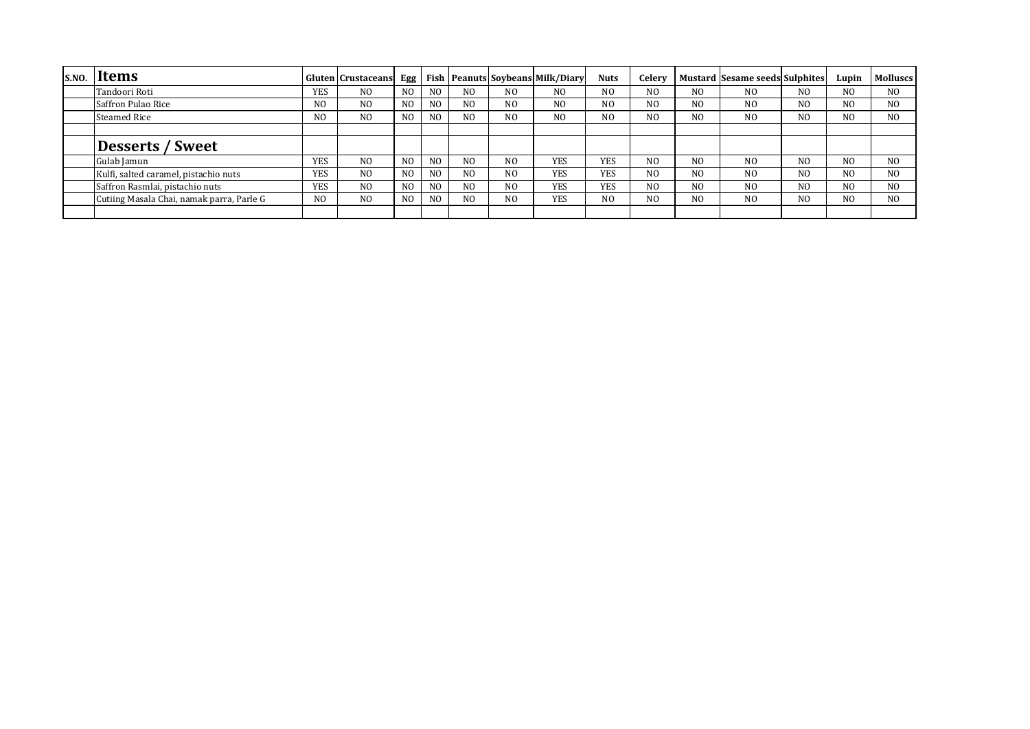| S.NO. | Items | Gluten | Crustaceans | Egg | Fish | Peanuts | Soybeans | Milk/Diary | Nuts | Celery | Mustard | Sesame seeds | Sulphites | Lupin | Molluscs |
|---|---|---|---|---|---|---|---|---|---|---|---|---|---|---|---|
| | Tandoori Roti | YES | NO | NO | NO | NO | NO | NO | NO | NO | NO | NO | NO | NO | NO |
| | Saffron Pulao Rice | NO | NO | NO | NO | NO | NO | NO | NO | NO | NO | NO | NO | NO | NO |
| | Steamed Rice | NO | NO | NO | NO | NO | NO | NO | NO | NO | NO | NO | NO | NO | NO |
| | | | | | | | | | | | | | | | |
| | **Desserts / Sweet** | | | | | | | | | | | | | | |
| | Gulab Jamun | YES | NO | NO | NO | NO | NO | YES | YES | NO | NO | NO | NO | NO | NO |
| | Kulfi, salted caramel, pistachio nuts | YES | NO | NO | NO | NO | NO | YES | YES | NO | NO | NO | NO | NO | NO |
| | Saffron Rasmlai, pistachio nuts | YES | NO | NO | NO | NO | NO | YES | YES | NO | NO | NO | NO | NO | NO |
| | Cutiing Masala Chai, namak parra, Parle G | NO | NO | NO | NO | NO | NO | YES | NO | NO | NO | NO | NO | NO | NO |
| | | | | | | | | | | | | | | | |